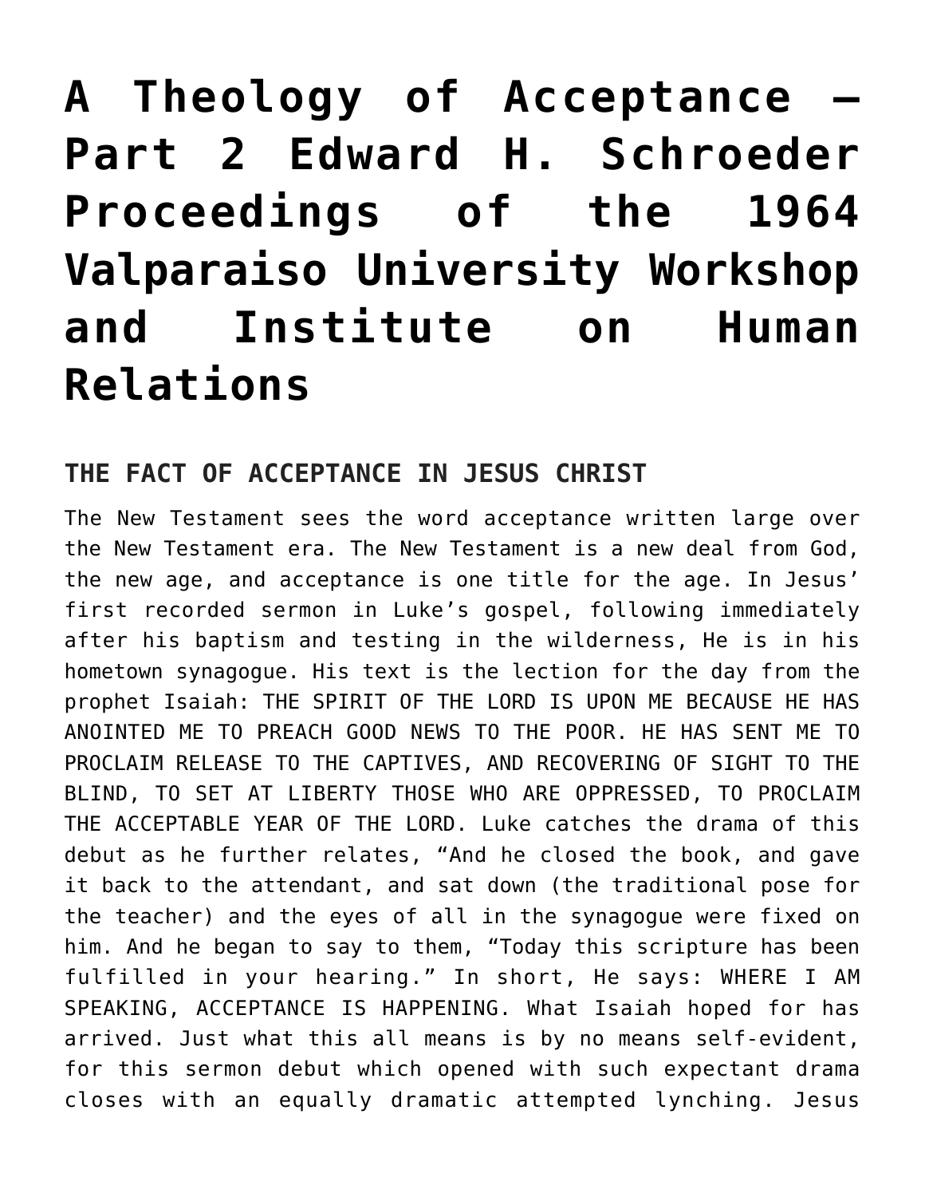# A Theology of Acceptance – Part 2 Edward H. Schroeder Proceedings of the 1964 Valparaiso University Workshop and Institute on Human Relations

## THE FACT OF ACCEPTANCE IN JESUS CHRIST

The New Testament sees the word acceptance written large over the New Testament era. The New Testament is a new deal from God, the new age, and acceptance is one title for the age. In Jesus' first recorded sermon in Luke's gospel, following immediately after his baptism and testing in the wilderness, He is in his hometown synagogue. His text is the lection for the day from the prophet Isaiah: THE SPIRIT OF THE LORD IS UPON ME BECAUSE HE HAS ANOINTED ME TO PREACH GOOD NEWS TO THE POOR. HE HAS SENT ME TO PROCLAIM RELEASE TO THE CAPTIVES, AND RECOVERING OF SIGHT TO THE BLIND, TO SET AT LIBERTY THOSE WHO ARE OPPRESSED, TO PROCLAIM THE ACCEPTABLE YEAR OF THE LORD. Luke catches the drama of this debut as he further relates, "And he closed the book, and gave it back to the attendant, and sat down (the traditional pose for the teacher) and the eyes of all in the synagogue were fixed on him. And he began to say to them, "Today this scripture has been fulfilled in your hearing." In short, He says: WHERE I AM SPEAKING, ACCEPTANCE IS HAPPENING. What Isaiah hoped for has arrived. Just what this all means is by no means self-evident, for this sermon debut which opened with such expectant drama closes with an equally dramatic attempted lynching. Jesus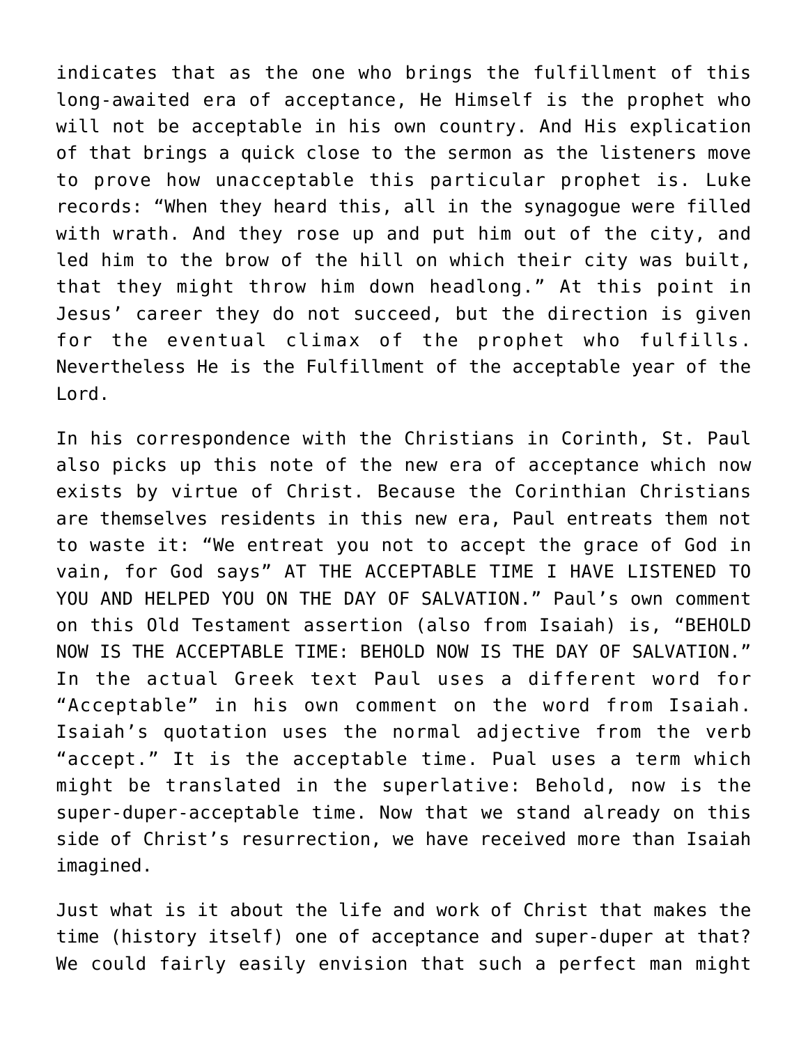indicates that as the one who brings the fulfillment of this long-awaited era of acceptance, He Himself is the prophet who will not be acceptable in his own country. And His explication of that brings a quick close to the sermon as the listeners move to prove how unacceptable this particular prophet is. Luke records: "When they heard this, all in the synagogue were filled with wrath. And they rose up and put him out of the city, and led him to the brow of the hill on which their city was built, that they might throw him down headlong." At this point in Jesus' career they do not succeed, but the direction is given for the eventual climax of the prophet who fulfills. Nevertheless He is the Fulfillment of the acceptable year of the Lord.

In his correspondence with the Christians in Corinth, St. Paul also picks up this note of the new era of acceptance which now exists by virtue of Christ. Because the Corinthian Christians are themselves residents in this new era, Paul entreats them not to waste it: "We entreat you not to accept the grace of God in vain, for God says" AT THE ACCEPTABLE TIME I HAVE LISTENED TO YOU AND HELPED YOU ON THE DAY OF SALVATION." Paul's own comment on this Old Testament assertion (also from Isaiah) is, "BEHOLD NOW IS THE ACCEPTABLE TIME: BEHOLD NOW IS THE DAY OF SALVATION." In the actual Greek text Paul uses a different word for "Acceptable" in his own comment on the word from Isaiah. Isaiah's quotation uses the normal adjective from the verb "accept." It is the acceptable time. Pual uses a term which might be translated in the superlative: Behold, now is the super-duper-acceptable time. Now that we stand already on this side of Christ's resurrection, we have received more than Isaiah imagined.

Just what is it about the life and work of Christ that makes the time (history itself) one of acceptance and super-duper at that? We could fairly easily envision that such a perfect man might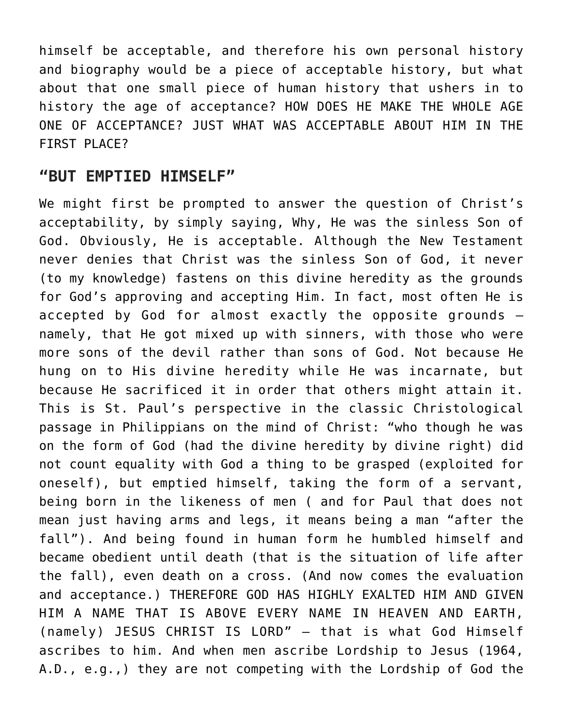himself be acceptable, and therefore his own personal history and biography would be a piece of acceptable history, but what about that one small piece of human history that ushers in to history the age of acceptance? HOW DOES HE MAKE THE WHOLE AGE ONE OF ACCEPTANCE? JUST WHAT WAS ACCEPTABLE ABOUT HIM IN THE FIRST PLACE?

## "BUT EMPTIED HIMSELF"

We might first be prompted to answer the question of Christ's acceptability, by simply saying, Why, He was the sinless Son of God. Obviously, He is acceptable. Although the New Testament never denies that Christ was the sinless Son of God, it never (to my knowledge) fastens on this divine heredity as the grounds for God's approving and accepting Him. In fact, most often He is accepted by God for almost exactly the opposite grounds – namely, that He got mixed up with sinners, with those who were more sons of the devil rather than sons of God. Not because He hung on to His divine heredity while He was incarnate, but because He sacrificed it in order that others might attain it. This is St. Paul's perspective in the classic Christological passage in Philippians on the mind of Christ: "who though he was on the form of God (had the divine heredity by divine right) did not count equality with God a thing to be grasped (exploited for oneself), but emptied himself, taking the form of a servant, being born in the likeness of men ( and for Paul that does not mean just having arms and legs, it means being a man "after the fall"). And being found in human form he humbled himself and became obedient until death (that is the situation of life after the fall), even death on a cross. (And now comes the evaluation and acceptance.) THEREFORE GOD HAS HIGHLY EXALTED HIM AND GIVEN HIM A NAME THAT IS ABOVE EVERY NAME IN HEAVEN AND EARTH, (namely) JESUS CHRIST IS LORD" – that is what God Himself ascribes to him. And when men ascribe Lordship to Jesus (1964, A.D., e.g.,) they are not competing with the Lordship of God the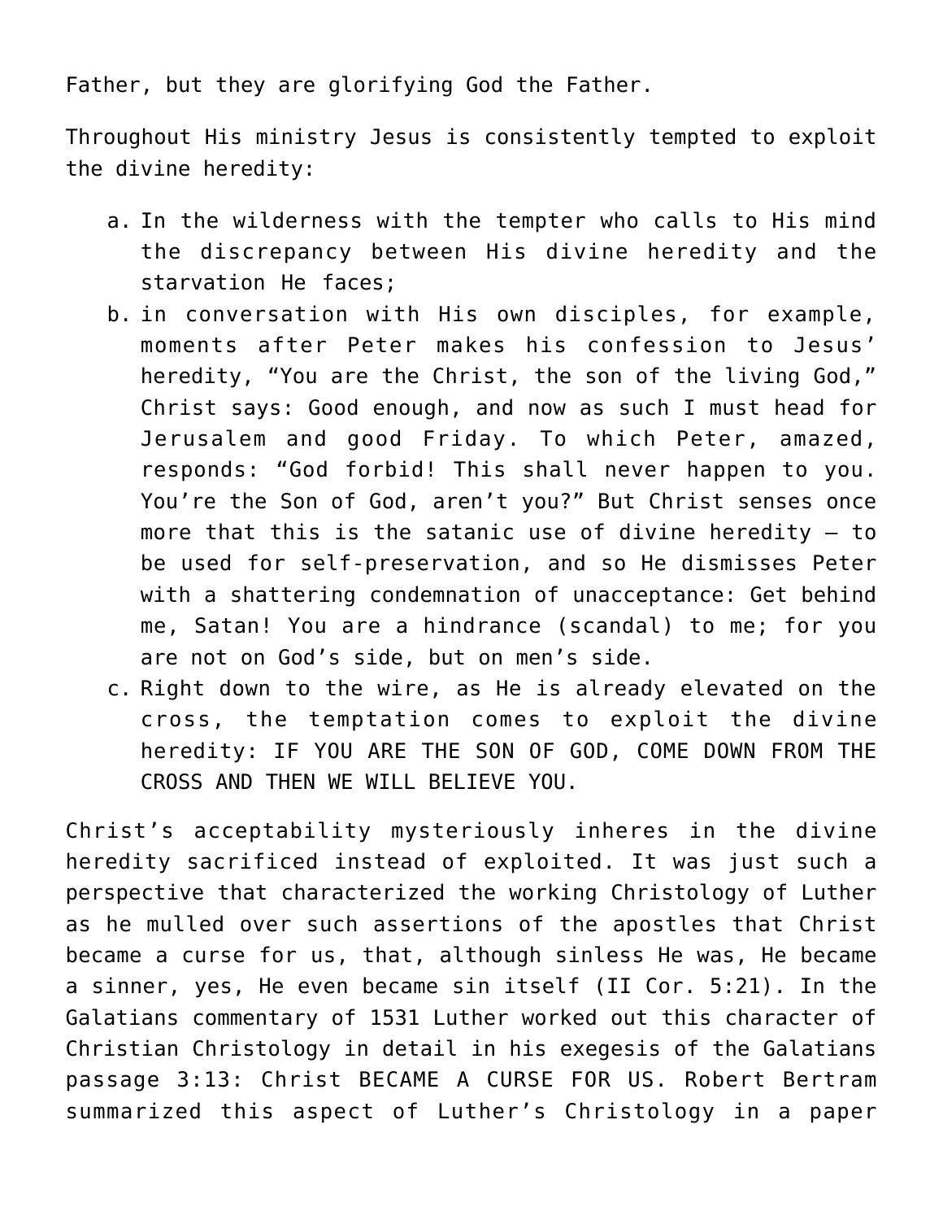Father, but they are glorifying God the Father.

Throughout His ministry Jesus is consistently tempted to exploit the divine heredity:

a. In the wilderness with the tempter who calls to His mind the discrepancy between His divine heredity and the starvation He faces;
b. in conversation with His own disciples, for example, moments after Peter makes his confession to Jesus' heredity, "You are the Christ, the son of the living God," Christ says: Good enough, and now as such I must head for Jerusalem and good Friday. To which Peter, amazed, responds: "God forbid! This shall never happen to you. You're the Son of God, aren't you?" But Christ senses once more that this is the satanic use of divine heredity – to be used for self-preservation, and so He dismisses Peter with a shattering condemnation of unacceptance: Get behind me, Satan! You are a hindrance (scandal) to me; for you are not on God's side, but on men's side.
c. Right down to the wire, as He is already elevated on the cross, the temptation comes to exploit the divine heredity: IF YOU ARE THE SON OF GOD, COME DOWN FROM THE CROSS AND THEN WE WILL BELIEVE YOU.

Christ's acceptability mysteriously inheres in the divine heredity sacrificed instead of exploited. It was just such a perspective that characterized the working Christology of Luther as he mulled over such assertions of the apostles that Christ became a curse for us, that, although sinless He was, He became a sinner, yes, He even became sin itself (II Cor. 5:21). In the Galatians commentary of 1531 Luther worked out this character of Christian Christology in detail in his exegesis of the Galatians passage 3:13: Christ BECAME A CURSE FOR US. Robert Bertram summarized this aspect of Luther's Christology in a paper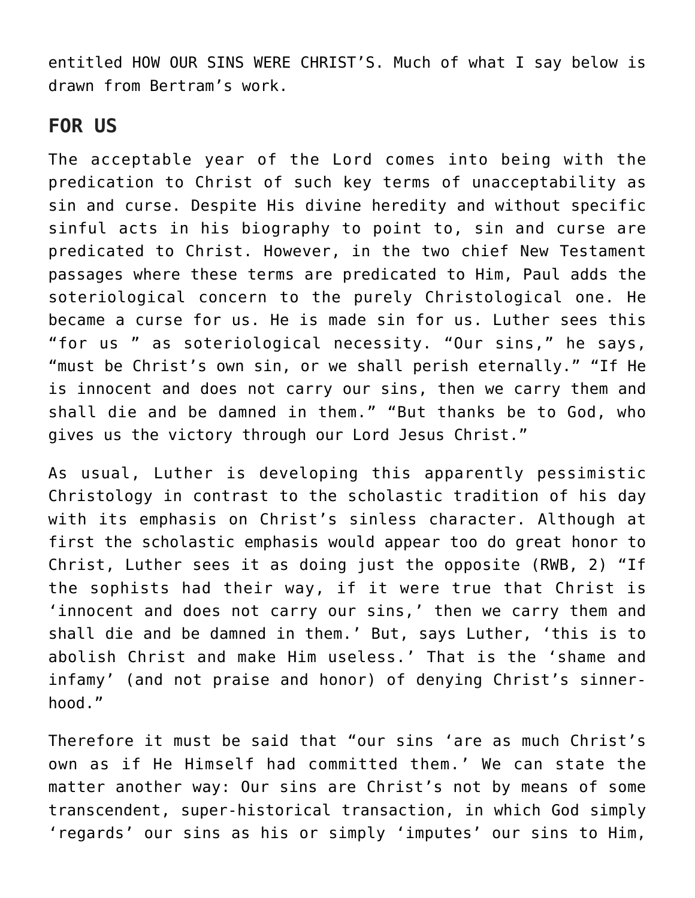entitled HOW OUR SINS WERE CHRIST'S. Much of what I say below is drawn from Bertram's work.

## FOR US

The acceptable year of the Lord comes into being with the predication to Christ of such key terms of unacceptability as sin and curse. Despite His divine heredity and without specific sinful acts in his biography to point to, sin and curse are predicated to Christ. However, in the two chief New Testament passages where these terms are predicated to Him, Paul adds the soteriological concern to the purely Christological one. He became a curse for us. He is made sin for us. Luther sees this "for us " as soteriological necessity. "Our sins," he says, "must be Christ's own sin, or we shall perish eternally." "If He is innocent and does not carry our sins, then we carry them and shall die and be damned in them." "But thanks be to God, who gives us the victory through our Lord Jesus Christ."

As usual, Luther is developing this apparently pessimistic Christology in contrast to the scholastic tradition of his day with its emphasis on Christ's sinless character. Although at first the scholastic emphasis would appear too do great honor to Christ, Luther sees it as doing just the opposite (RWB, 2) "If the sophists had their way, if it were true that Christ is 'innocent and does not carry our sins,' then we carry them and shall die and be damned in them.' But, says Luther, 'this is to abolish Christ and make Him useless.' That is the 'shame and infamy' (and not praise and honor) of denying Christ's sinner-hood."

Therefore it must be said that "our sins 'are as much Christ's own as if He Himself had committed them.' We can state the matter another way: Our sins are Christ's not by means of some transcendent, super-historical transaction, in which God simply 'regards' our sins as his or simply 'imputes' our sins to Him,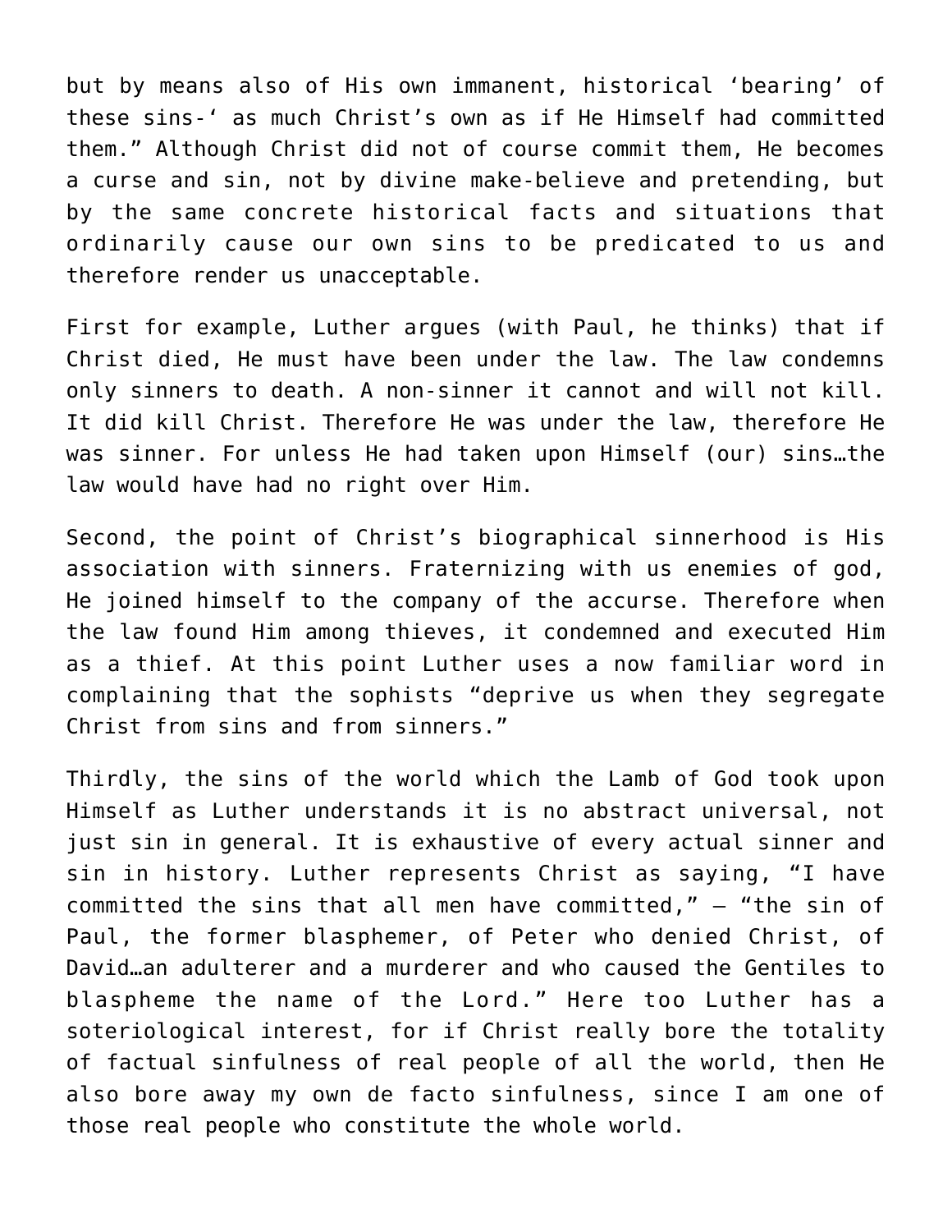but by means also of His own immanent, historical ‘bearing’ of these sins-‘ as much Christ’s own as if He Himself had committed them.” Although Christ did not of course commit them, He becomes a curse and sin, not by divine make-believe and pretending, but by the same concrete historical facts and situations that ordinarily cause our own sins to be predicated to us and therefore render us unacceptable.

First for example, Luther argues (with Paul, he thinks) that if Christ died, He must have been under the law. The law condemns only sinners to death. A non-sinner it cannot and will not kill. It did kill Christ. Therefore He was under the law, therefore He was sinner. For unless He had taken upon Himself (our) sins…the law would have had no right over Him.

Second, the point of Christ’s biographical sinnerhood is His association with sinners. Fraternizing with us enemies of god, He joined himself to the company of the accurse. Therefore when the law found Him among thieves, it condemned and executed Him as a thief. At this point Luther uses a now familiar word in complaining that the sophists “deprive us when they segregate Christ from sins and from sinners.”

Thirdly, the sins of the world which the Lamb of God took upon Himself as Luther understands it is no abstract universal, not just sin in general. It is exhaustive of every actual sinner and sin in history. Luther represents Christ as saying, “I have committed the sins that all men have committed,” – “the sin of Paul, the former blasphemer, of Peter who denied Christ, of David…an adulterer and a murderer and who caused the Gentiles to blaspheme the name of the Lord.” Here too Luther has a soteriological interest, for if Christ really bore the totality of factual sinfulness of real people of all the world, then He also bore away my own de facto sinfulness, since I am one of those real people who constitute the whole world.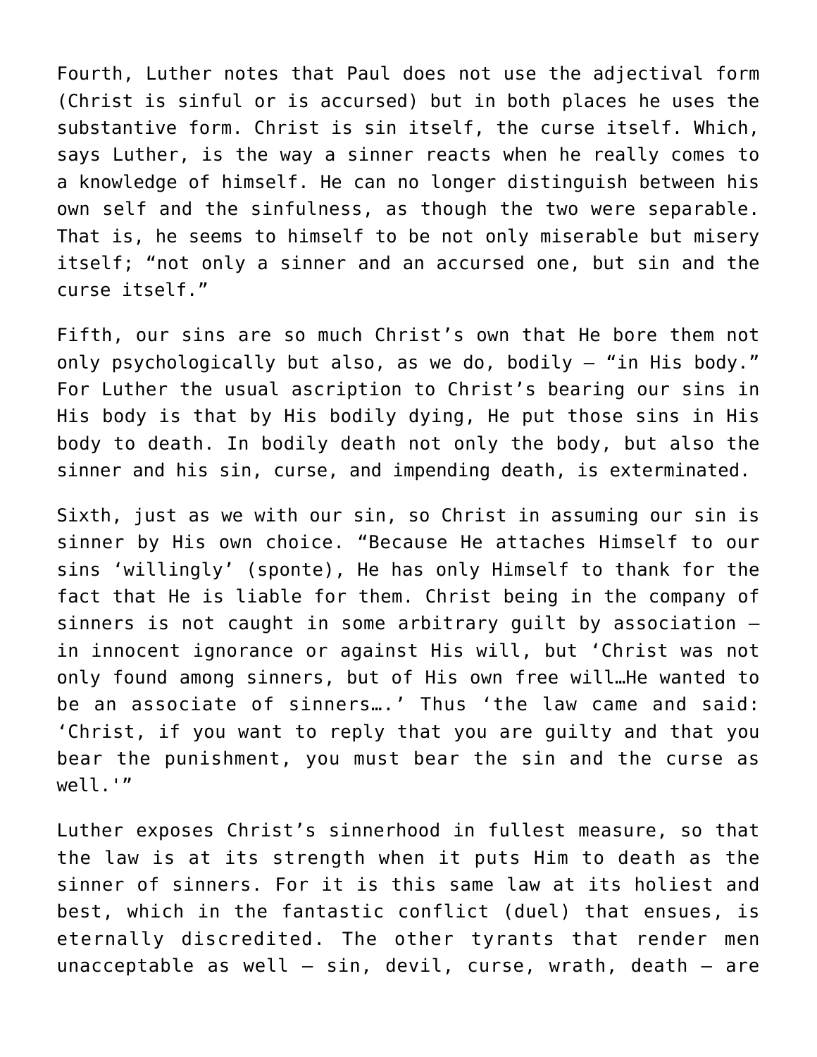Fourth, Luther notes that Paul does not use the adjectival form (Christ is sinful or is accursed) but in both places he uses the substantive form. Christ is sin itself, the curse itself. Which, says Luther, is the way a sinner reacts when he really comes to a knowledge of himself. He can no longer distinguish between his own self and the sinfulness, as though the two were separable. That is, he seems to himself to be not only miserable but misery itself; “not only a sinner and an accursed one, but sin and the curse itself.”

Fifth, our sins are so much Christ’s own that He bore them not only psychologically but also, as we do, bodily — “in His body.” For Luther the usual ascription to Christ’s bearing our sins in His body is that by His bodily dying, He put those sins in His body to death. In bodily death not only the body, but also the sinner and his sin, curse, and impending death, is exterminated.

Sixth, just as we with our sin, so Christ in assuming our sin is sinner by His own choice. “Because He attaches Himself to our sins ‘willingly’ (sponte), He has only Himself to thank for the fact that He is liable for them. Christ being in the company of sinners is not caught in some arbitrary guilt by association — in innocent ignorance or against His will, but ‘Christ was not only found among sinners, but of His own free will…He wanted to be an associate of sinners….’ Thus ‘the law came and said: ‘Christ, if you want to reply that you are guilty and that you bear the punishment, you must bear the sin and the curse as well.'”

Luther exposes Christ’s sinnerhood in fullest measure, so that the law is at its strength when it puts Him to death as the sinner of sinners. For it is this same law at its holiest and best, which in the fantastic conflict (duel) that ensues, is eternally discredited. The other tyrants that render men unacceptable as well — sin, devil, curse, wrath, death — are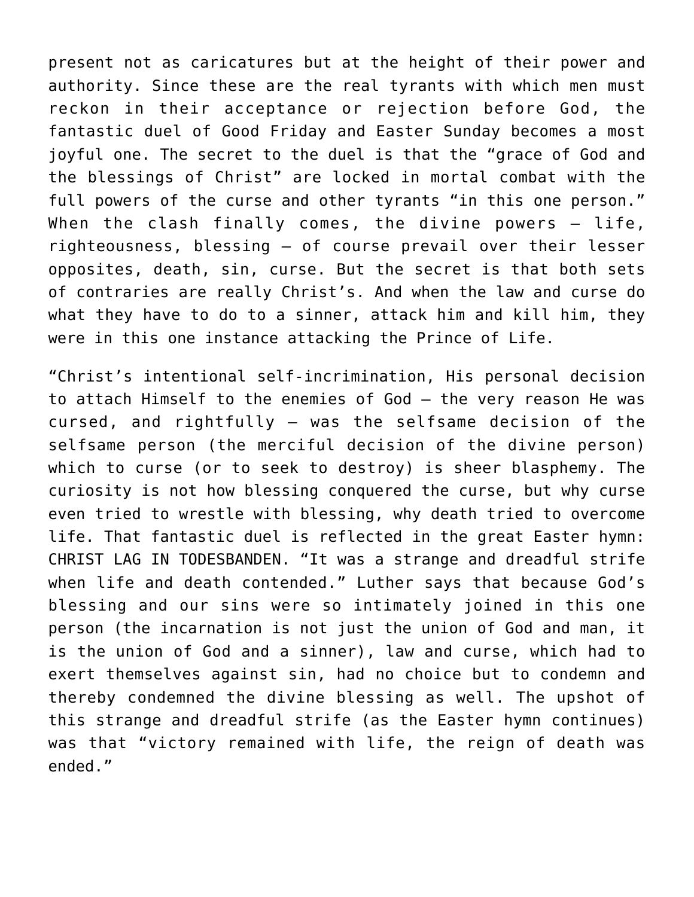present not as caricatures but at the height of their power and authority. Since these are the real tyrants with which men must reckon in their acceptance or rejection before God, the fantastic duel of Good Friday and Easter Sunday becomes a most joyful one. The secret to the duel is that the "grace of God and the blessings of Christ" are locked in mortal combat with the full powers of the curse and other tyrants "in this one person." When the clash finally comes, the divine powers — life, righteousness, blessing — of course prevail over their lesser opposites, death, sin, curse. But the secret is that both sets of contraries are really Christ's. And when the law and curse do what they have to do to a sinner, attack him and kill him, they were in this one instance attacking the Prince of Life.

"Christ's intentional self-incrimination, His personal decision to attach Himself to the enemies of God — the very reason He was cursed, and rightfully — was the selfsame decision of the selfsame person (the merciful decision of the divine person) which to curse (or to seek to destroy) is sheer blasphemy. The curiosity is not how blessing conquered the curse, but why curse even tried to wrestle with blessing, why death tried to overcome life. That fantastic duel is reflected in the great Easter hymn: CHRIST LAG IN TODESBANDEN. "It was a strange and dreadful strife when life and death contended." Luther says that because God's blessing and our sins were so intimately joined in this one person (the incarnation is not just the union of God and man, it is the union of God and a sinner), law and curse, which had to exert themselves against sin, had no choice but to condemn and thereby condemned the divine blessing as well. The upshot of this strange and dreadful strife (as the Easter hymn continues) was that "victory remained with life, the reign of death was ended."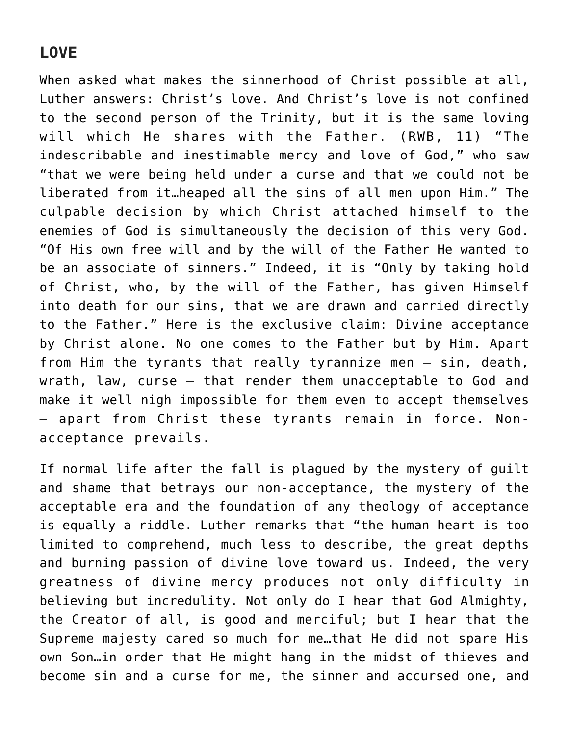## LOVE

When asked what makes the sinnerhood of Christ possible at all, Luther answers: Christ's love. And Christ's love is not confined to the second person of the Trinity, but it is the same loving will which He shares with the Father. (RWB, 11) "The indescribable and inestimable mercy and love of God," who saw "that we were being held under a curse and that we could not be liberated from it…heaped all the sins of all men upon Him." The culpable decision by which Christ attached himself to the enemies of God is simultaneously the decision of this very God. "Of His own free will and by the will of the Father He wanted to be an associate of sinners." Indeed, it is "Only by taking hold of Christ, who, by the will of the Father, has given Himself into death for our sins, that we are drawn and carried directly to the Father." Here is the exclusive claim: Divine acceptance by Christ alone. No one comes to the Father but by Him. Apart from Him the tyrants that really tyrannize men – sin, death, wrath, law, curse – that render them unacceptable to God and make it well nigh impossible for them even to accept themselves – apart from Christ these tyrants remain in force. Non-acceptance prevails.

If normal life after the fall is plagued by the mystery of guilt and shame that betrays our non-acceptance, the mystery of the acceptable era and the foundation of any theology of acceptance is equally a riddle. Luther remarks that "the human heart is too limited to comprehend, much less to describe, the great depths and burning passion of divine love toward us. Indeed, the very greatness of divine mercy produces not only difficulty in believing but incredulity. Not only do I hear that God Almighty, the Creator of all, is good and merciful; but I hear that the Supreme majesty cared so much for me…that He did not spare His own Son…in order that He might hang in the midst of thieves and become sin and a curse for me, the sinner and accursed one, and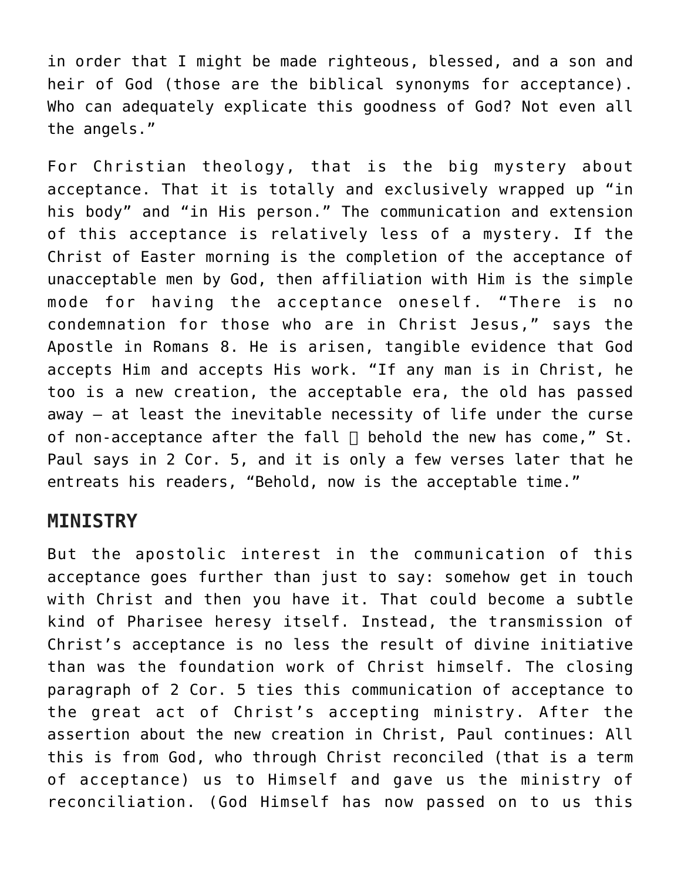in order that I might be made righteous, blessed, and a son and heir of God (those are the biblical synonyms for acceptance). Who can adequately explicate this goodness of God? Not even all the angels."

For Christian theology, that is the big mystery about acceptance. That it is totally and exclusively wrapped up "in his body" and "in His person." The communication and extension of this acceptance is relatively less of a mystery. If the Christ of Easter morning is the completion of the acceptance of unacceptable men by God, then affiliation with Him is the simple mode for having the acceptance oneself. "There is no condemnation for those who are in Christ Jesus," says the Apostle in Romans 8. He is arisen, tangible evidence that God accepts Him and accepts His work. "If any man is in Christ, he too is a new creation, the acceptable era, the old has passed away – at least the inevitable necessity of life under the curse of non-acceptance after the fall  behold the new has come," St. Paul says in 2 Cor. 5, and it is only a few verses later that he entreats his readers, "Behold, now is the acceptable time."

## MINISTRY

But the apostolic interest in the communication of this acceptance goes further than just to say: somehow get in touch with Christ and then you have it. That could become a subtle kind of Pharisee heresy itself. Instead, the transmission of Christ's acceptance is no less the result of divine initiative than was the foundation work of Christ himself. The closing paragraph of 2 Cor. 5 ties this communication of acceptance to the great act of Christ's accepting ministry. After the assertion about the new creation in Christ, Paul continues: All this is from God, who through Christ reconciled (that is a term of acceptance) us to Himself and gave us the ministry of reconciliation. (God Himself has now passed on to us this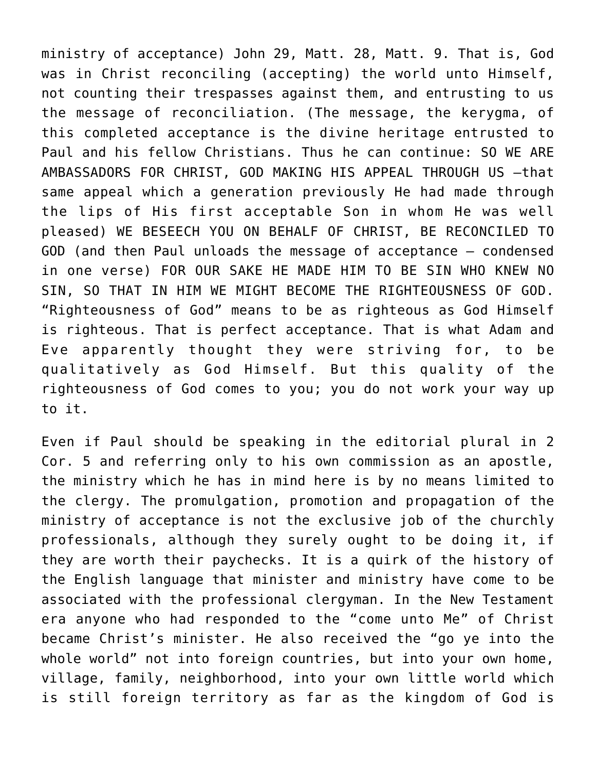ministry of acceptance) John 29, Matt. 28, Matt. 9. That is, God was in Christ reconciling (accepting) the world unto Himself, not counting their trespasses against them, and entrusting to us the message of reconciliation. (The message, the kerygma, of this completed acceptance is the divine heritage entrusted to Paul and his fellow Christians. Thus he can continue: SO WE ARE AMBASSADORS FOR CHRIST, GOD MAKING HIS APPEAL THROUGH US —that same appeal which a generation previously He had made through the lips of His first acceptable Son in whom He was well pleased) WE BESEECH YOU ON BEHALF OF CHRIST, BE RECONCILED TO GOD (and then Paul unloads the message of acceptance — condensed in one verse) FOR OUR SAKE HE MADE HIM TO BE SIN WHO KNEW NO SIN, SO THAT IN HIM WE MIGHT BECOME THE RIGHTEOUSNESS OF GOD. "Righteousness of God" means to be as righteous as God Himself is righteous. That is perfect acceptance. That is what Adam and Eve apparently thought they were striving for, to be qualitatively as God Himself. But this quality of the righteousness of God comes to you; you do not work your way up to it.

Even if Paul should be speaking in the editorial plural in 2 Cor. 5 and referring only to his own commission as an apostle, the ministry which he has in mind here is by no means limited to the clergy. The promulgation, promotion and propagation of the ministry of acceptance is not the exclusive job of the churchly professionals, although they surely ought to be doing it, if they are worth their paychecks. It is a quirk of the history of the English language that minister and ministry have come to be associated with the professional clergyman. In the New Testament era anyone who had responded to the "come unto Me" of Christ became Christ's minister. He also received the "go ye into the whole world" not into foreign countries, but into your own home, village, family, neighborhood, into your own little world which is still foreign territory as far as the kingdom of God is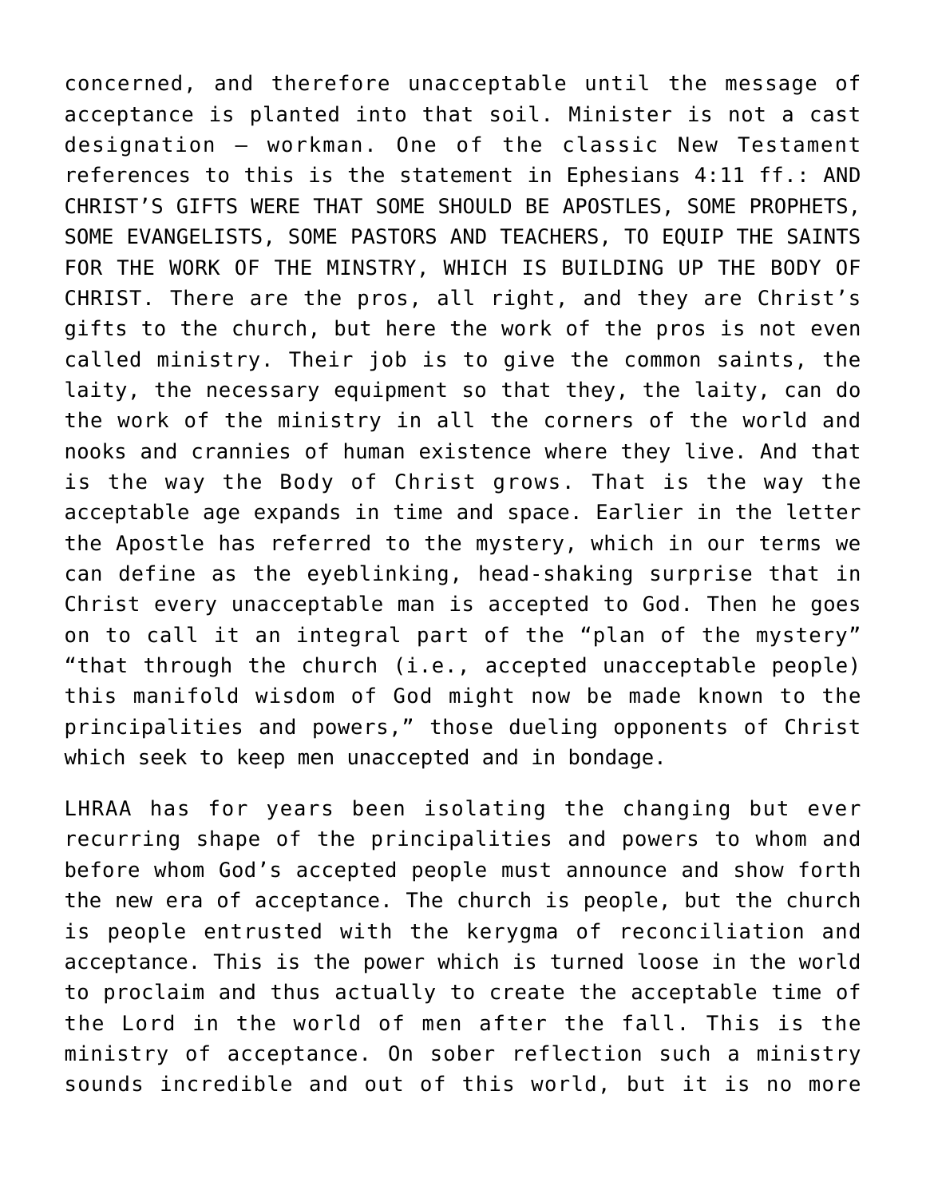concerned, and therefore unacceptable until the message of acceptance is planted into that soil. Minister is not a cast designation — workman. One of the classic New Testament references to this is the statement in Ephesians 4:11 ff.: AND CHRIST'S GIFTS WERE THAT SOME SHOULD BE APOSTLES, SOME PROPHETS, SOME EVANGELISTS, SOME PASTORS AND TEACHERS, TO EQUIP THE SAINTS FOR THE WORK OF THE MINSTRY, WHICH IS BUILDING UP THE BODY OF CHRIST. There are the pros, all right, and they are Christ's gifts to the church, but here the work of the pros is not even called ministry. Their job is to give the common saints, the laity, the necessary equipment so that they, the laity, can do the work of the ministry in all the corners of the world and nooks and crannies of human existence where they live. And that is the way the Body of Christ grows. That is the way the acceptable age expands in time and space. Earlier in the letter the Apostle has referred to the mystery, which in our terms we can define as the eyeblinking, head-shaking surprise that in Christ every unacceptable man is accepted to God. Then he goes on to call it an integral part of the "plan of the mystery" "that through the church (i.e., accepted unacceptable people) this manifold wisdom of God might now be made known to the principalities and powers," those dueling opponents of Christ which seek to keep men unaccepted and in bondage.

LHRAA has for years been isolating the changing but ever recurring shape of the principalities and powers to whom and before whom God's accepted people must announce and show forth the new era of acceptance. The church is people, but the church is people entrusted with the kerygma of reconciliation and acceptance. This is the power which is turned loose in the world to proclaim and thus actually to create the acceptable time of the Lord in the world of men after the fall. This is the ministry of acceptance. On sober reflection such a ministry sounds incredible and out of this world, but it is no more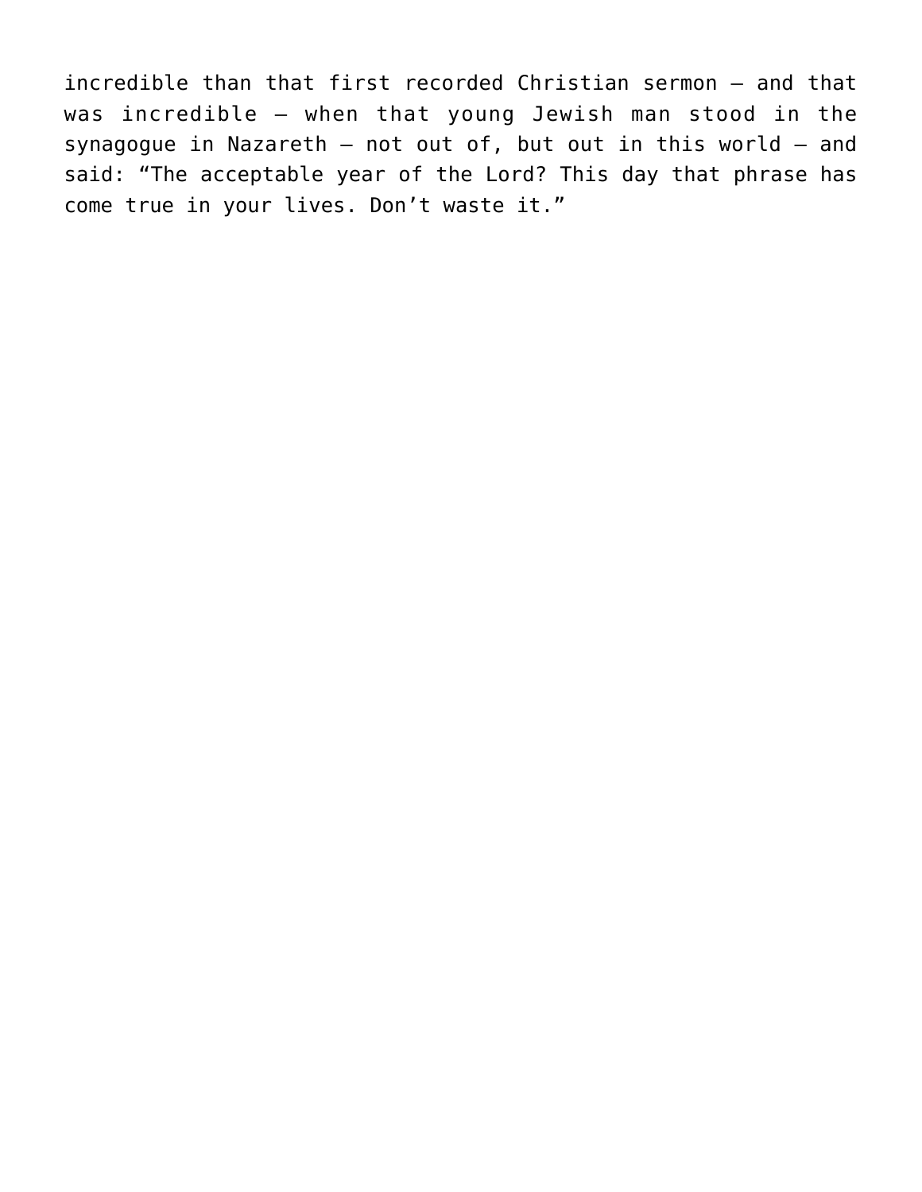incredible than that first recorded Christian sermon – and that was incredible – when that young Jewish man stood in the synagogue in Nazareth – not out of, but out in this world – and said: “The acceptable year of the Lord? This day that phrase has come true in your lives. Don’t waste it.”